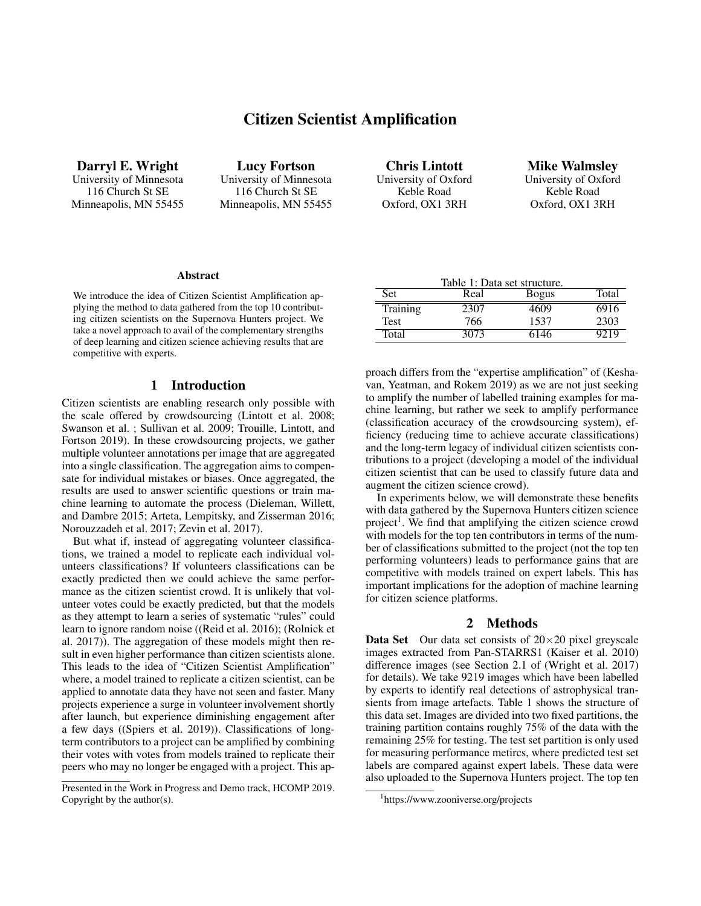# Citizen Scientist Amplification

**Darryl E. Wright**
University of Minnesota
116 Church St SE
Minneapolis, MN 55455

**Lucy Fortson**
University of Minnesota
116 Church St SE
Minneapolis, MN 55455

**Chris Lintott**
University of Oxford
Keble Road
Oxford, OX1 3RH

**Mike Walmsley**
University of Oxford
Keble Road
Oxford, OX1 3RH

### Abstract

We introduce the idea of Citizen Scientist Amplification applying the method to data gathered from the top 10 contributing citizen scientists on the Supernova Hunters project. We take a novel approach to avail of the complementary strengths of deep learning and citizen science achieving results that are competitive with experts.

## 1 Introduction

Citizen scientists are enabling research only possible with the scale offered by crowdsourcing (Lintott et al. 2008; Swanson et al. ; Sullivan et al. 2009; Trouille, Lintott, and Fortson 2019). In these crowdsourcing projects, we gather multiple volunteer annotations per image that are aggregated into a single classification. The aggregation aims to compensate for individual mistakes or biases. Once aggregated, the results are used to answer scientific questions or train machine learning to automate the process (Dieleman, Willett, and Dambre 2015; Arteta, Lempitsky, and Zisserman 2016; Norouzzadeh et al. 2017; Zevin et al. 2017).

But what if, instead of aggregating volunteer classifications, we trained a model to replicate each individual volunteers classifications? If volunteers classifications can be exactly predicted then we could achieve the same performance as the citizen scientist crowd. It is unlikely that volunteer votes could be exactly predicted, but that the models as they attempt to learn a series of systematic "rules" could learn to ignore random noise ((Reid et al. 2016); (Rolnick et al. 2017)). The aggregation of these models might then result in even higher performance than citizen scientists alone. This leads to the idea of "Citizen Scientist Amplification" where, a model trained to replicate a citizen scientist, can be applied to annotate data they have not seen and faster. Many projects experience a surge in volunteer involvement shortly after launch, but experience diminishing engagement after a few days ((Spiers et al. 2019)). Classifications of long-term contributors to a project can be amplified by combining their votes with votes from models trained to replicate their peers who may no longer be engaged with a project. This approach differs from the "expertise amplification" of (Keshavan, Yeatman, and Rokem 2019) as we are not just seeking to amplify the number of labelled training examples for machine learning, but rather we seek to amplify performance (classification accuracy of the crowdsourcing system), efficiency (reducing time to achieve accurate classifications) and the long-term legacy of individual citizen scientists contributions to a project (developing a model of the individual citizen scientist that can be used to classify future data and augment the citizen science crowd).

In experiments below, we will demonstrate these benefits with data gathered by the Supernova Hunters citizen science project[1]. We find that amplifying the citizen science crowd with models for the top ten contributors in terms of the number of classifications submitted to the project (not the top ten performing volunteers) leads to performance gains that are competitive with models trained on expert labels. This has important implications for the adoption of machine learning for citizen science platforms.

Table 1: Data set structure.

| Set | Real | Bogus | Total |
|---|---|---|---|
| Training | 2307 | 4609 | 6916 |
| Test | 766 | 1537 | 2303 |
| Total | 3073 | 6146 | 9219 |

## 2 Methods

**Data Set** Our data set consists of $20 \times 20$ pixel greyscale images extracted from Pan-STARRS1 (Kaiser et al. 2010) difference images (see Section 2.1 of (Wright et al. 2017) for details). We take 9219 images which have been labelled by experts to identify real detections of astrophysical transients from image artefacts. Table 1 shows the structure of this data set. Images are divided into two fixed partitions, the training partition contains roughly 75% of the data with the remaining 25% for testing. The test set partition is only used for measuring performance metircs, where predicted test set labels are compared against expert labels. These data were also uploaded to the Supernova Hunters project. The top ten

Presented in the Work in Progress and Demo track, HCOMP 2019. Copyright by the author(s).

[1] https://www.zooniverse.org/projects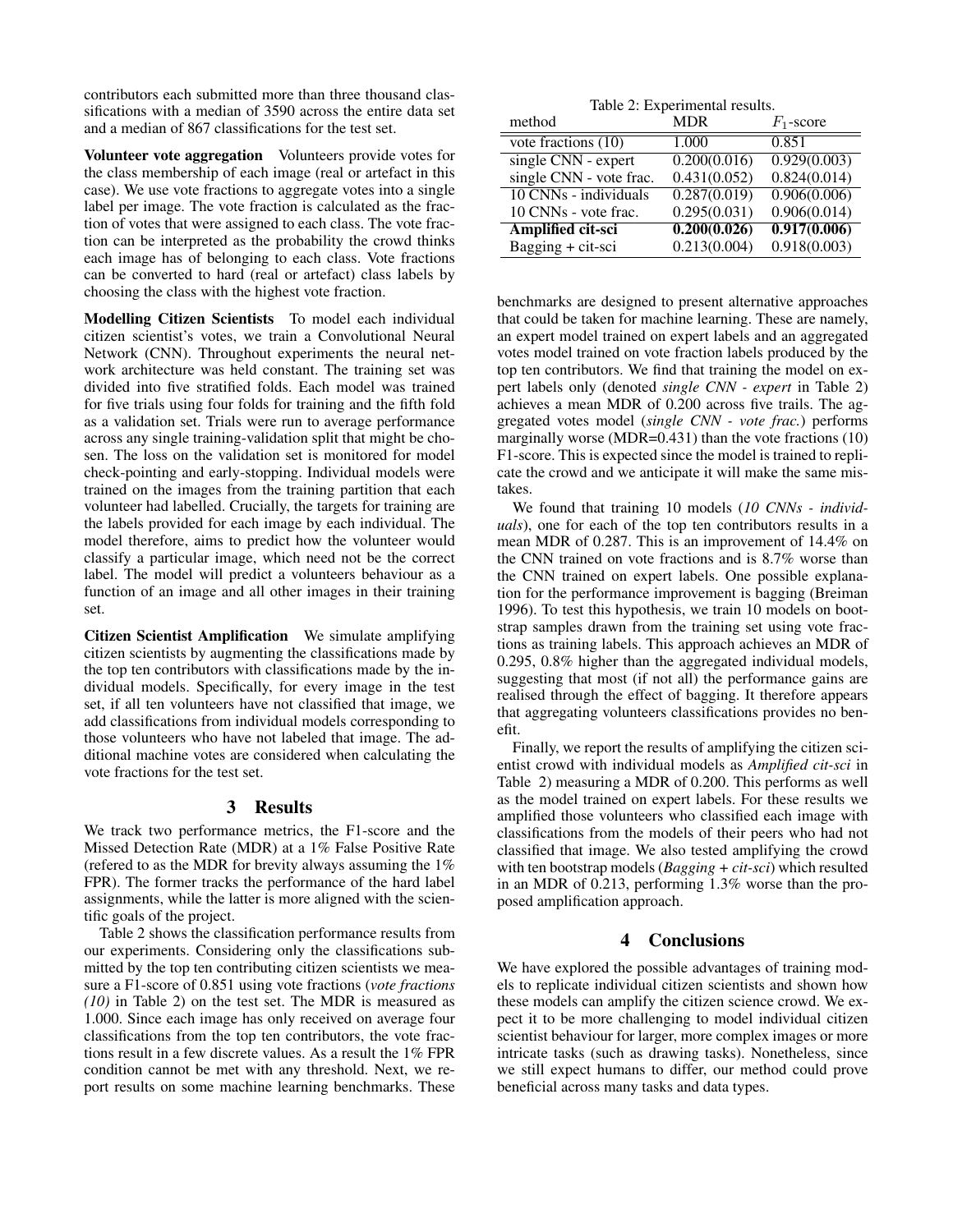contributors each submitted more than three thousand classifications with a median of 3590 across the entire data set and a median of 867 classifications for the test set.

**Volunteer vote aggregation** Volunteers provide votes for the class membership of each image (real or artefact in this case). We use vote fractions to aggregate votes into a single label per image. The vote fraction is calculated as the fraction of votes that were assigned to each class. The vote fraction can be interpreted as the probability the crowd thinks each image has of belonging to each class. Vote fractions can be converted to hard (real or artefact) class labels by choosing the class with the highest vote fraction.

**Modelling Citizen Scientists** To model each individual citizen scientist's votes, we train a Convolutional Neural Network (CNN). Throughout experiments the neural network architecture was held constant. The training set was divided into five stratified folds. Each model was trained for five trials using four folds for training and the fifth fold as a validation set. Trials were run to average performance across any single training-validation split that might be chosen. The loss on the validation set is monitored for model check-pointing and early-stopping. Individual models were trained on the images from the training partition that each volunteer had labelled. Crucially, the targets for training are the labels provided for each image by each individual. The model therefore, aims to predict how the volunteer would classify a particular image, which need not be the correct label. The model will predict a volunteers behaviour as a function of an image and all other images in their training set.

**Citizen Scientist Amplification** We simulate amplifying citizen scientists by augmenting the classifications made by the top ten contributors with classifications made by the individual models. Specifically, for every image in the test set, if all ten volunteers have not classified that image, we add classifications from individual models corresponding to those volunteers who have not labeled that image. The additional machine votes are considered when calculating the vote fractions for the test set.

## 3 Results

We track two performance metrics, the F1-score and the Missed Detection Rate (MDR) at a 1% False Positive Rate (refered to as the MDR for brevity always assuming the 1% FPR). The former tracks the performance of the hard label assignments, while the latter is more aligned with the scientific goals of the project.

Table 2 shows the classification performance results from our experiments. Considering only the classifications submitted by the top ten contributing citizen scientists we measure a F1-score of 0.851 using vote fractions (*vote fractions (10)* in Table 2) on the test set. The MDR is measured as 1.000. Since each image has only received on average four classifications from the top ten contributors, the vote fractions result in a few discrete values. As a result the 1% FPR condition cannot be met with any threshold. Next, we report results on some machine learning benchmarks. These benchmarks are designed to present alternative approaches that could be taken for machine learning. These are namely, an expert model trained on expert labels and an aggregated votes model trained on vote fraction labels produced by the top ten contributors. We find that training the model on expert labels only (denoted *single CNN - expert* in Table 2) achieves a mean MDR of 0.200 across five trails. The aggregated votes model (*single CNN - vote frac.*) performs marginally worse (MDR=0.431) than the vote fractions (10) F1-score. This is expected since the model is trained to replicate the crowd and we anticipate it will make the same mistakes.

Table 2: Experimental results.

| method | MDR | $F_1$-score |
|---|---|---|
| vote fractions (10) | 1.000 | 0.851 |
| single CNN - expert | 0.200(0.016) | 0.929(0.003) |
| single CNN - vote frac. | 0.431(0.052) | 0.824(0.014) |
| 10 CNNs - individuals | 0.287(0.019) | 0.906(0.006) |
| 10 CNNs - vote frac. | 0.295(0.031) | 0.906(0.014) |
| **Amplified cit-sci** | **0.200(0.026)** | **0.917(0.006)** |
| Bagging + cit-sci | 0.213(0.004) | 0.918(0.003) |

We found that training 10 models (*10 CNNs - individuals*), one for each of the top ten contributors results in a mean MDR of 0.287. This is an improvement of 14.4% on the CNN trained on vote fractions and is 8.7% worse than the CNN trained on expert labels. One possible explanation for the performance improvement is bagging (Breiman 1996). To test this hypothesis, we train 10 models on bootstrap samples drawn from the training set using vote fractions as training labels. This approach achieves an MDR of 0.295, 0.8% higher than the aggregated individual models, suggesting that most (if not all) the performance gains are realised through the effect of bagging. It therefore appears that aggregating volunteers classifications provides no benefit.

Finally, we report the results of amplifying the citizen scientist crowd with individual models as *Amplified cit-sci* in Table 2) measuring a MDR of 0.200. This performs as well as the model trained on expert labels. For these results we amplified those volunteers who classified each image with classifications from the models of their peers who had not classified that image. We also tested amplifying the crowd with ten bootstrap models (*Bagging + cit-sci*) which resulted in an MDR of 0.213, performing 1.3% worse than the proposed amplification approach.

## 4 Conclusions

We have explored the possible advantages of training models to replicate individual citizen scientists and shown how these models can amplify the citizen science crowd. We expect it to be more challenging to model individual citizen scientist behaviour for larger, more complex images or more intricate tasks (such as drawing tasks). Nonetheless, since we still expect humans to differ, our method could prove beneficial across many tasks and data types.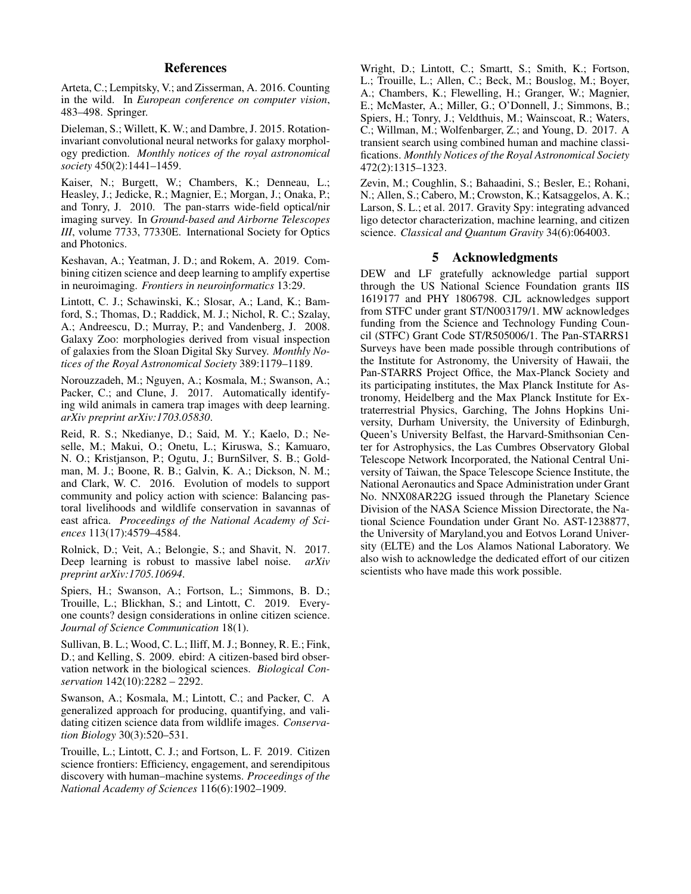## References

Arteta, C.; Lempitsky, V.; and Zisserman, A. 2016. Counting in the wild. In *European conference on computer vision*, 483–498. Springer.

Dieleman, S.; Willett, K. W.; and Dambre, J. 2015. Rotation-invariant convolutional neural networks for galaxy morphology prediction. *Monthly notices of the royal astronomical society* 450(2):1441–1459.

Kaiser, N.; Burgett, W.; Chambers, K.; Denneau, L.; Heasley, J.; Jedicke, R.; Magnier, E.; Morgan, J.; Onaka, P.; and Tonry, J. 2010. The pan-starrs wide-field optical/nir imaging survey. In *Ground-based and Airborne Telescopes III*, volume 7733, 77330E. International Society for Optics and Photonics.

Keshavan, A.; Yeatman, J. D.; and Rokem, A. 2019. Combining citizen science and deep learning to amplify expertise in neuroimaging. *Frontiers in neuroinformatics* 13:29.

Lintott, C. J.; Schawinski, K.; Slosar, A.; Land, K.; Bamford, S.; Thomas, D.; Raddick, M. J.; Nichol, R. C.; Szalay, A.; Andreescu, D.; Murray, P.; and Vandenberg, J. 2008. Galaxy Zoo: morphologies derived from visual inspection of galaxies from the Sloan Digital Sky Survey. *Monthly Notices of the Royal Astronomical Society* 389:1179–1189.

Norouzzadeh, M.; Nguyen, A.; Kosmala, M.; Swanson, A.; Packer, C.; and Clune, J. 2017. Automatically identifying wild animals in camera trap images with deep learning. *arXiv preprint arXiv:1703.05830*.

Reid, R. S.; Nkedianye, D.; Said, M. Y.; Kaelo, D.; Neselle, M.; Makui, O.; Onetu, L.; Kiruswa, S.; Kamuaro, N. O.; Kristjanson, P.; Ogutu, J.; BurnSilver, S. B.; Goldman, M. J.; Boone, R. B.; Galvin, K. A.; Dickson, N. M.; and Clark, W. C. 2016. Evolution of models to support community and policy action with science: Balancing pastoral livelihoods and wildlife conservation in savannas of east africa. *Proceedings of the National Academy of Sciences* 113(17):4579–4584.

Rolnick, D.; Veit, A.; Belongie, S.; and Shavit, N. 2017. Deep learning is robust to massive label noise. *arXiv preprint arXiv:1705.10694*.

Spiers, H.; Swanson, A.; Fortson, L.; Simmons, B. D.; Trouille, L.; Blickhan, S.; and Lintott, C. 2019. Everyone counts? design considerations in online citizen science. *Journal of Science Communication* 18(1).

Sullivan, B. L.; Wood, C. L.; Iliff, M. J.; Bonney, R. E.; Fink, D.; and Kelling, S. 2009. ebird: A citizen-based bird observation network in the biological sciences. *Biological Conservation* 142(10):2282 – 2292.

Swanson, A.; Kosmala, M.; Lintott, C.; and Packer, C. A generalized approach for producing, quantifying, and validating citizen science data from wildlife images. *Conservation Biology* 30(3):520–531.

Trouille, L.; Lintott, C. J.; and Fortson, L. F. 2019. Citizen science frontiers: Efficiency, engagement, and serendipitous discovery with human–machine systems. *Proceedings of the National Academy of Sciences* 116(6):1902–1909.

Wright, D.; Lintott, C.; Smartt, S.; Smith, K.; Fortson, L.; Trouille, L.; Allen, C.; Beck, M.; Bouslog, M.; Boyer, A.; Chambers, K.; Flewelling, H.; Granger, W.; Magnier, E.; McMaster, A.; Miller, G.; O'Donnell, J.; Simmons, B.; Spiers, H.; Tonry, J.; Veldthuis, M.; Wainscoat, R.; Waters, C.; Willman, M.; Wolfenbarger, Z.; and Young, D. 2017. A transient search using combined human and machine classifications. *Monthly Notices of the Royal Astronomical Society* 472(2):1315–1323.

Zevin, M.; Coughlin, S.; Bahaadini, S.; Besler, E.; Rohani, N.; Allen, S.; Cabero, M.; Crowston, K.; Katsaggelos, A. K.; Larson, S. L.; et al. 2017. Gravity Spy: integrating advanced ligo detector characterization, machine learning, and citizen science. *Classical and Quantum Gravity* 34(6):064003.

## 5 Acknowledgments

DEW and LF gratefully acknowledge partial support through the US National Science Foundation grants IIS 1619177 and PHY 1806798. CJL acknowledges support from STFC under grant ST/N003179/1. MW acknowledges funding from the Science and Technology Funding Council (STFC) Grant Code ST/R505006/1. The Pan-STARRS1 Surveys have been made possible through contributions of the Institute for Astronomy, the University of Hawaii, the Pan-STARRS Project Office, the Max-Planck Society and its participating institutes, the Max Planck Institute for Astronomy, Heidelberg and the Max Planck Institute for Extraterrestrial Physics, Garching, The Johns Hopkins University, Durham University, the University of Edinburgh, Queen's University Belfast, the Harvard-Smithsonian Center for Astrophysics, the Las Cumbres Observatory Global Telescope Network Incorporated, the National Central University of Taiwan, the Space Telescope Science Institute, the National Aeronautics and Space Administration under Grant No. NNX08AR22G issued through the Planetary Science Division of the NASA Science Mission Directorate, the National Science Foundation under Grant No. AST-1238877, the University of Maryland,you and Eotvos Lorand University (ELTE) and the Los Alamos National Laboratory. We also wish to acknowledge the dedicated effort of our citizen scientists who have made this work possible.